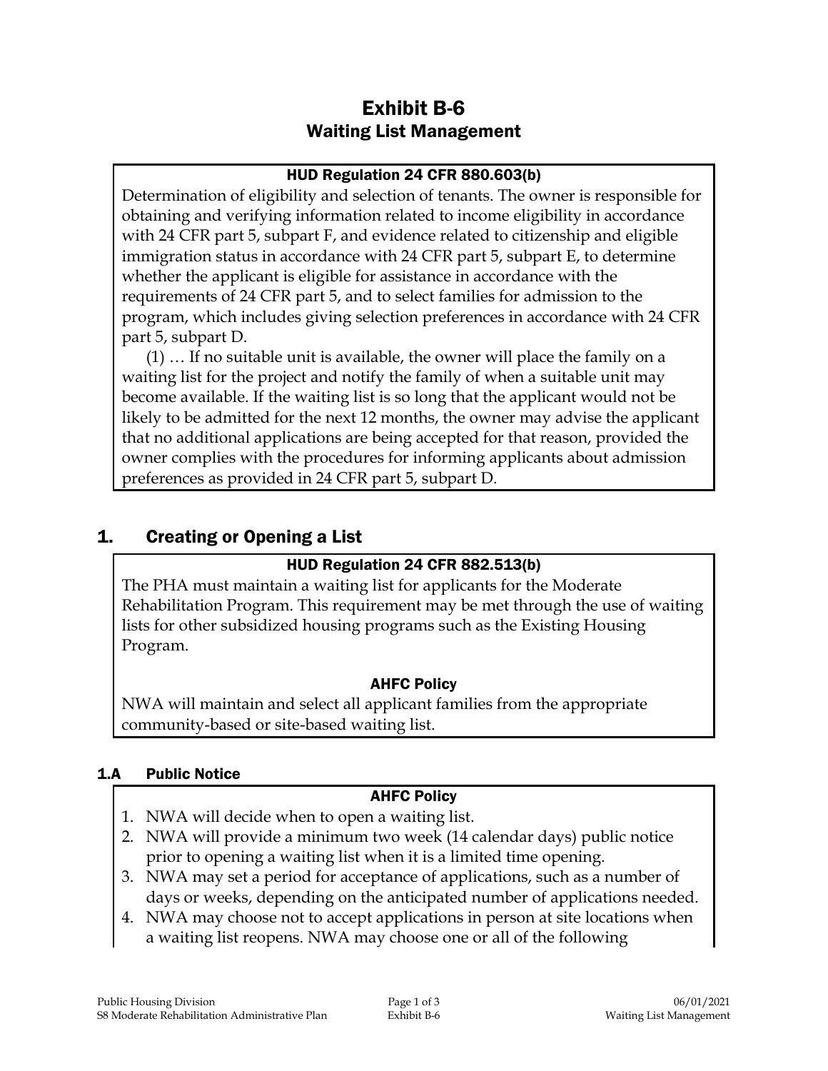# Exhibit B-6
## Waiting List Management

**HUD Regulation 24 CFR 880.603(b)**

Determination of eligibility and selection of tenants. The owner is responsible for obtaining and verifying information related to income eligibility in accordance with 24 CFR part 5, subpart F, and evidence related to citizenship and eligible immigration status in accordance with 24 CFR part 5, subpart E, to determine whether the applicant is eligible for assistance in accordance with the requirements of 24 CFR part 5, and to select families for admission to the program, which includes giving selection preferences in accordance with 24 CFR part 5, subpart D.

(1) … If no suitable unit is available, the owner will place the family on a waiting list for the project and notify the family of when a suitable unit may become available. If the waiting list is so long that the applicant would not be likely to be admitted for the next 12 months, the owner may advise the applicant that no additional applications are being accepted for that reason, provided the owner complies with the procedures for informing applicants about admission preferences as provided in 24 CFR part 5, subpart D.

## 1. Creating or Opening a List

**HUD Regulation 24 CFR 882.513(b)**

The PHA must maintain a waiting list for applicants for the Moderate Rehabilitation Program. This requirement may be met through the use of waiting lists for other subsidized housing programs such as the Existing Housing Program.

**AHFC Policy**

NWA will maintain and select all applicant families from the appropriate community-based or site-based waiting list.

### 1.A Public Notice

**AHFC Policy**

1. NWA will decide when to open a waiting list.
2. NWA will provide a minimum two week (14 calendar days) public notice prior to opening a waiting list when it is a limited time opening.
3. NWA may set a period for acceptance of applications, such as a number of days or weeks, depending on the anticipated number of applications needed.
4. NWA may choose not to accept applications in person at site locations when a waiting list reopens. NWA may choose one or all of the following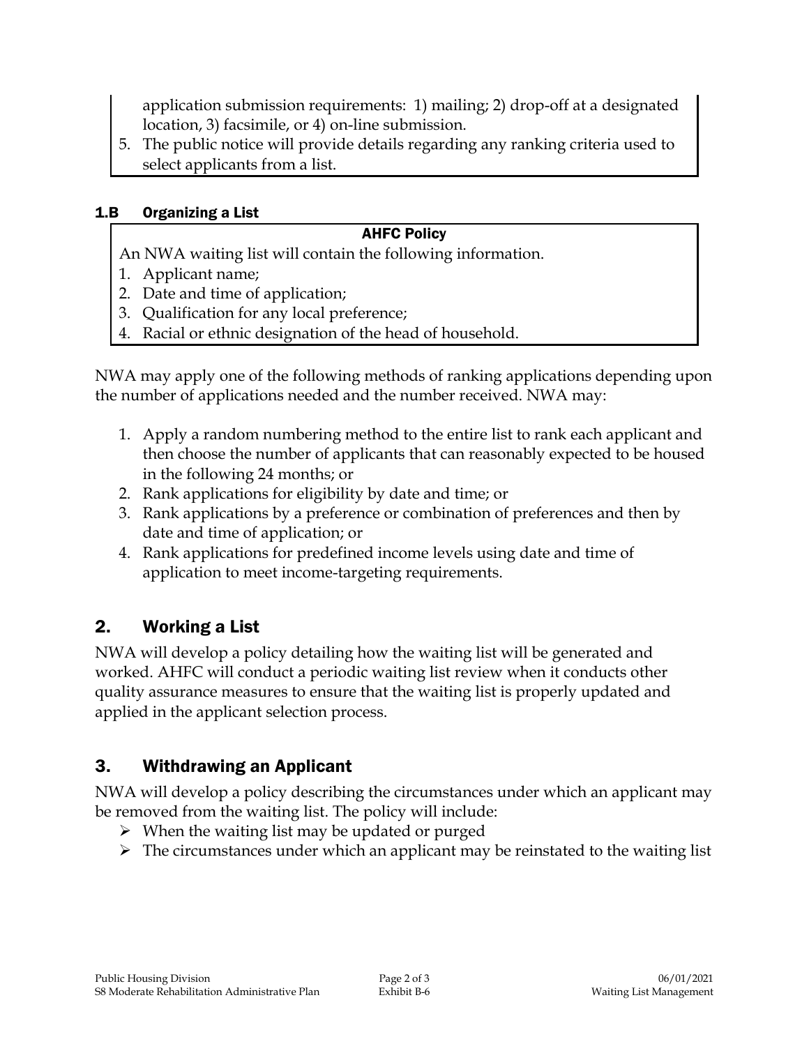application submission requirements: 1) mailing; 2) drop-off at a designated location, 3) facsimile, or 4) on-line submission.

5. The public notice will provide details regarding any ranking criteria used to select applicants from a list.

### 1.B Organizing a List

**AHFC Policy**

An NWA waiting list will contain the following information.

1. Applicant name;
2. Date and time of application;
3. Qualification for any local preference;
4. Racial or ethnic designation of the head of household.

NWA may apply one of the following methods of ranking applications depending upon the number of applications needed and the number received. NWA may:

1. Apply a random numbering method to the entire list to rank each applicant and then choose the number of applicants that can reasonably expected to be housed in the following 24 months; or
2. Rank applications for eligibility by date and time; or
3. Rank applications by a preference or combination of preferences and then by date and time of application; or
4. Rank applications for predefined income levels using date and time of application to meet income-targeting requirements.

## 2. Working a List

NWA will develop a policy detailing how the waiting list will be generated and worked. AHFC will conduct a periodic waiting list review when it conducts other quality assurance measures to ensure that the waiting list is properly updated and applied in the applicant selection process.

## 3. Withdrawing an Applicant

NWA will develop a policy describing the circumstances under which an applicant may be removed from the waiting list. The policy will include:

- When the waiting list may be updated or purged
- The circumstances under which an applicant may be reinstated to the waiting list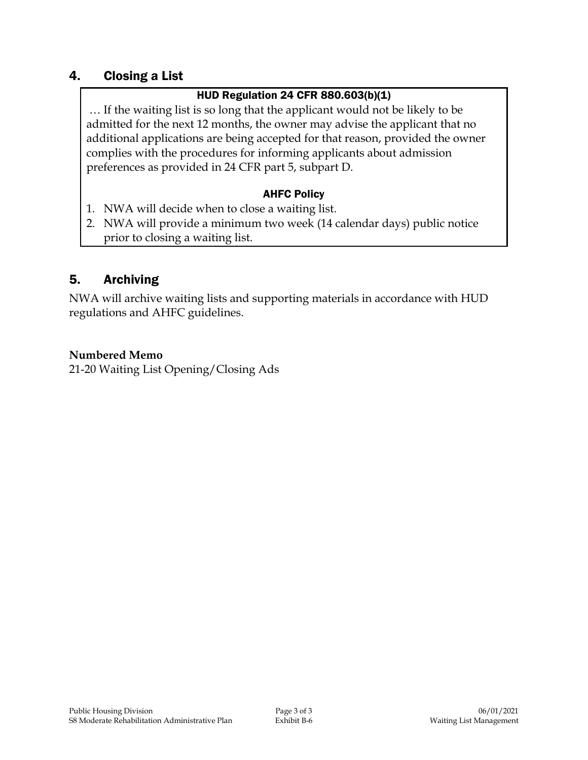## 4. Closing a List

**HUD Regulation 24 CFR 880.603(b)(1)**

… If the waiting list is so long that the applicant would not be likely to be admitted for the next 12 months, the owner may advise the applicant that no additional applications are being accepted for that reason, provided the owner complies with the procedures for informing applicants about admission preferences as provided in 24 CFR part 5, subpart D.

**AHFC Policy**

1. NWA will decide when to close a waiting list.
2. NWA will provide a minimum two week (14 calendar days) public notice prior to closing a waiting list.

## 5. Archiving

NWA will archive waiting lists and supporting materials in accordance with HUD regulations and AHFC guidelines.

**Numbered Memo**

21-20 Waiting List Opening/Closing Ads